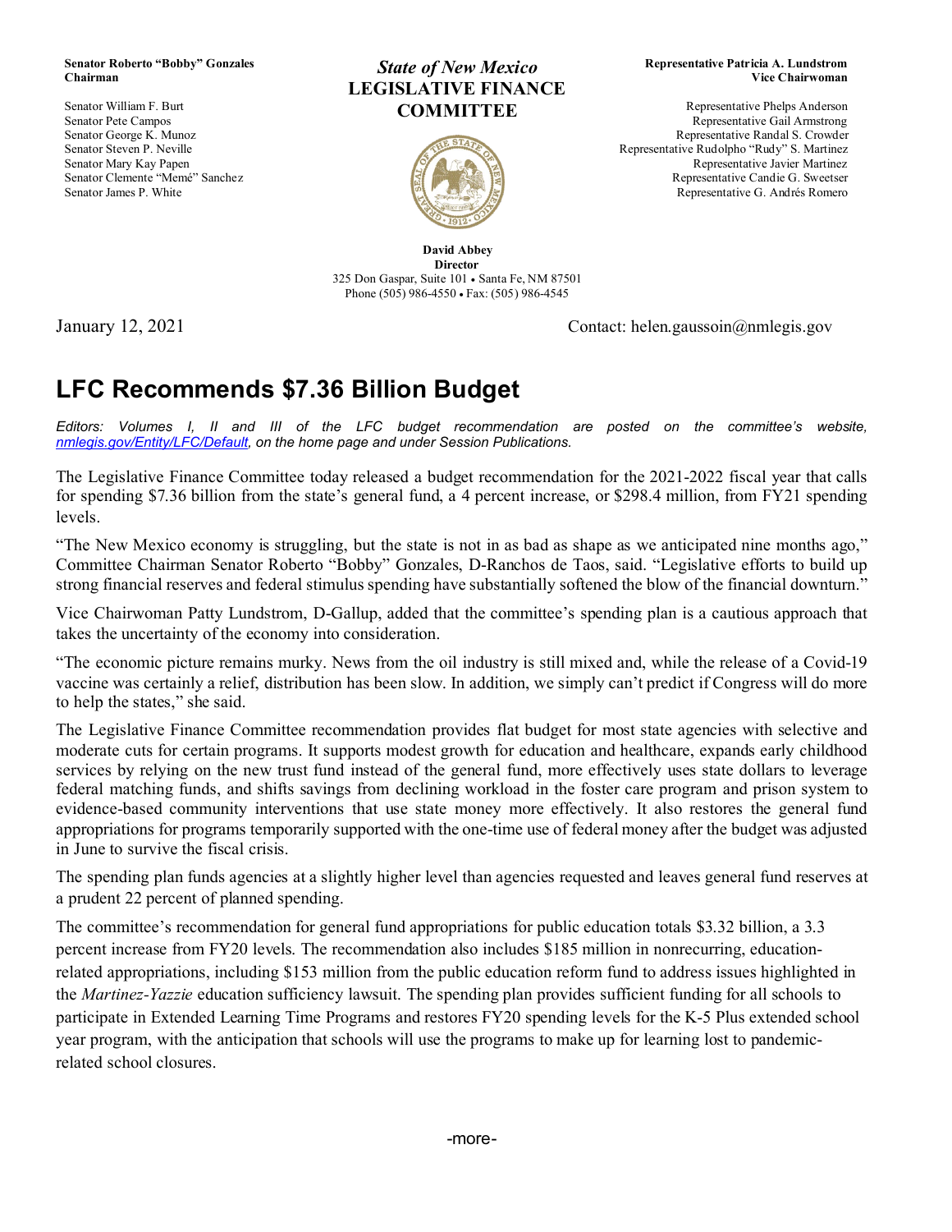**Senator Roberto "Bobby" Gonzales**
**Chairman**

Senator William F. Burt
Senator Pete Campos
Senator George K. Munoz
Senator Steven P. Neville
Senator Mary Kay Papen
Senator Clemente "Memé" Sanchez
Senator James P. White

***State of New Mexico***
**LEGISLATIVE FINANCE COMMITTEE**

**Representative Patricia A. Lundstrom**
**Vice Chairwoman**

Representative Phelps Anderson
Representative Gail Armstrong
Representative Randal S. Crowder
Representative Rudolpho "Rudy" S. Martinez
Representative Javier Martinez
Representative Candie G. Sweetser
Representative G. Andrés Romero

**David Abbey**
**Director**
325 Don Gaspar, Suite 101 • Santa Fe, NM 87501
Phone (505) 986-4550 • Fax: (505) 986-4545

January 12, 2021

Contact: helen.gaussoin@nmlegis.gov

# LFC Recommends $7.36 Billion Budget

*Editors: Volumes I, II and III of the LFC budget recommendation are posted on the committee's website, nmlegis.gov/Entity/LFC/Default, on the home page and under Session Publications.*

The Legislative Finance Committee today released a budget recommendation for the 2021-2022 fiscal year that calls for spending $7.36 billion from the state's general fund, a 4 percent increase, or $298.4 million, from FY21 spending levels.

"The New Mexico economy is struggling, but the state is not in as bad as shape as we anticipated nine months ago," Committee Chairman Senator Roberto "Bobby" Gonzales, D-Ranchos de Taos, said. "Legislative efforts to build up strong financial reserves and federal stimulus spending have substantially softened the blow of the financial downturn."

Vice Chairwoman Patty Lundstrom, D-Gallup, added that the committee's spending plan is a cautious approach that takes the uncertainty of the economy into consideration.

"The economic picture remains murky. News from the oil industry is still mixed and, while the release of a Covid-19 vaccine was certainly a relief, distribution has been slow. In addition, we simply can't predict if Congress will do more to help the states," she said.

The Legislative Finance Committee recommendation provides flat budget for most state agencies with selective and moderate cuts for certain programs. It supports modest growth for education and healthcare, expands early childhood services by relying on the new trust fund instead of the general fund, more effectively uses state dollars to leverage federal matching funds, and shifts savings from declining workload in the foster care program and prison system to evidence-based community interventions that use state money more effectively. It also restores the general fund appropriations for programs temporarily supported with the one-time use of federal money after the budget was adjusted in June to survive the fiscal crisis.

The spending plan funds agencies at a slightly higher level than agencies requested and leaves general fund reserves at a prudent 22 percent of planned spending.

The committee's recommendation for general fund appropriations for public education totals $3.32 billion, a 3.3 percent increase from FY20 levels. The recommendation also includes $185 million in nonrecurring, education-related appropriations, including $153 million from the public education reform fund to address issues highlighted in the *Martinez-Yazzie* education sufficiency lawsuit. The spending plan provides sufficient funding for all schools to participate in Extended Learning Time Programs and restores FY20 spending levels for the K-5 Plus extended school year program, with the anticipation that schools will use the programs to make up for learning lost to pandemic-related school closures.

-more-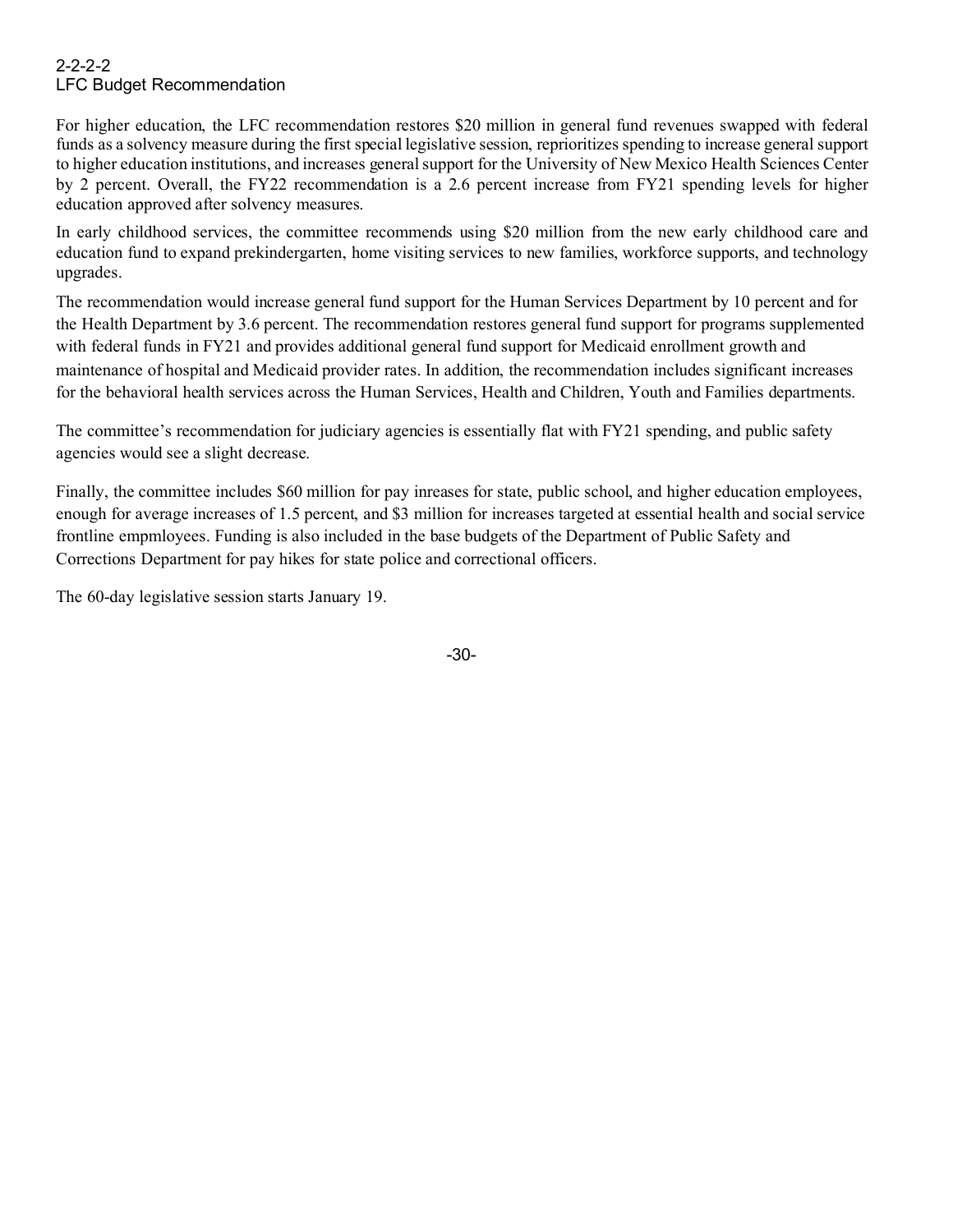2-2-2-2
LFC Budget Recommendation

For higher education, the LFC recommendation restores $20 million in general fund revenues swapped with federal funds as a solvency measure during the first special legislative session, reprioritizes spending to increase general support to higher education institutions, and increases general support for the University of New Mexico Health Sciences Center by 2 percent. Overall, the FY22 recommendation is a 2.6 percent increase from FY21 spending levels for higher education approved after solvency measures.

In early childhood services, the committee recommends using $20 million from the new early childhood care and education fund to expand prekindergarten, home visiting services to new families, workforce supports, and technology upgrades.

The recommendation would increase general fund support for the Human Services Department by 10 percent and for the Health Department by 3.6 percent. The recommendation restores general fund support for programs supplemented with federal funds in FY21 and provides additional general fund support for Medicaid enrollment growth and maintenance of hospital and Medicaid provider rates. In addition, the recommendation includes significant increases for the behavioral health services across the Human Services, Health and Children, Youth and Families departments.

The committee's recommendation for judiciary agencies is essentially flat with FY21 spending, and public safety agencies would see a slight decrease.

Finally, the committee includes $60 million for pay inreases for state, public school, and higher education employees, enough for average increases of 1.5 percent, and $3 million for increases targeted at essential health and social service frontline empmloyees. Funding is also included in the base budgets of the Department of Public Safety and Corrections Department for pay hikes for state police and correctional officers.

The 60-day legislative session starts January 19.

-30-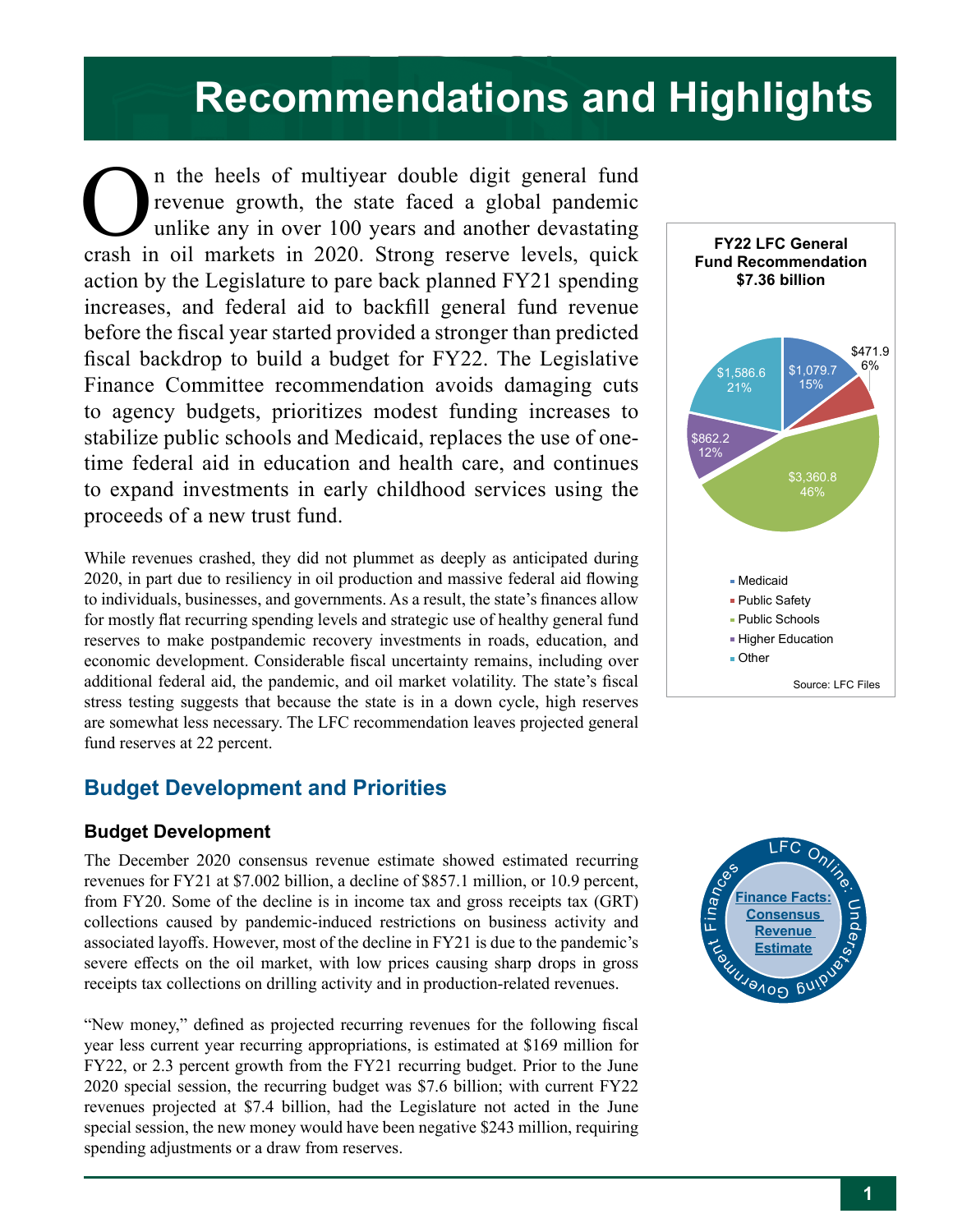# Recommendations and Highlights

On the heels of multiyear double digit general fund revenue growth, the state faced a global pandemic unlike any in over 100 years and another devastating crash in oil markets in 2020. Strong reserve levels, quick action by the Legislature to pare back planned FY21 spending increases, and federal aid to backfill general fund revenue before the fiscal year started provided a stronger than predicted fiscal backdrop to build a budget for FY22. The Legislative Finance Committee recommendation avoids damaging cuts to agency budgets, prioritizes modest funding increases to stabilize public schools and Medicaid, replaces the use of one-time federal aid in education and health care, and continues to expand investments in early childhood services using the proceeds of a new trust fund.

While revenues crashed, they did not plummet as deeply as anticipated during 2020, in part due to resiliency in oil production and massive federal aid flowing to individuals, businesses, and governments. As a result, the state's finances allow for mostly flat recurring spending levels and strategic use of healthy general fund reserves to make postpandemic recovery investments in roads, education, and economic development. Considerable fiscal uncertainty remains, including over additional federal aid, the pandemic, and oil market volatility. The state's fiscal stress testing suggests that because the state is in a down cycle, high reserves are somewhat less necessary. The LFC recommendation leaves projected general fund reserves at 22 percent.

**FY22 LFC General Fund Recommendation $7.36 billion**

| Category | Amount | Percent |
|---|---|---|
| Medicaid | $1,079.7 | 15% |
| Public Safety | $471.9 | 6% |
| Public Schools | $3,360.8 | 46% |
| Higher Education | $862.2 | 12% |
| Other | $1,586.6 | 21% |

Source: LFC Files

## Budget Development and Priorities

### Budget Development

The December 2020 consensus revenue estimate showed estimated recurring revenues for FY21 at $7.002 billion, a decline of $857.1 million, or 10.9 percent, from FY20. Some of the decline is in income tax and gross receipts tax (GRT) collections caused by pandemic-induced restrictions on business activity and associated layoffs. However, most of the decline in FY21 is due to the pandemic's severe effects on the oil market, with low prices causing sharp drops in gross receipts tax collections on drilling activity and in production-related revenues.

"New money," defined as projected recurring revenues for the following fiscal year less current year recurring appropriations, is estimated at $169 million for FY22, or 2.3 percent growth from the FY21 recurring budget. Prior to the June 2020 special session, the recurring budget was $7.6 billion; with current FY22 revenues projected at $7.4 billion, had the Legislature not acted in the June special session, the new money would have been negative $243 million, requiring spending adjustments or a draw from reserves.

LFC Online: Understanding Government Finances — Finance Facts: Consensus Revenue Estimate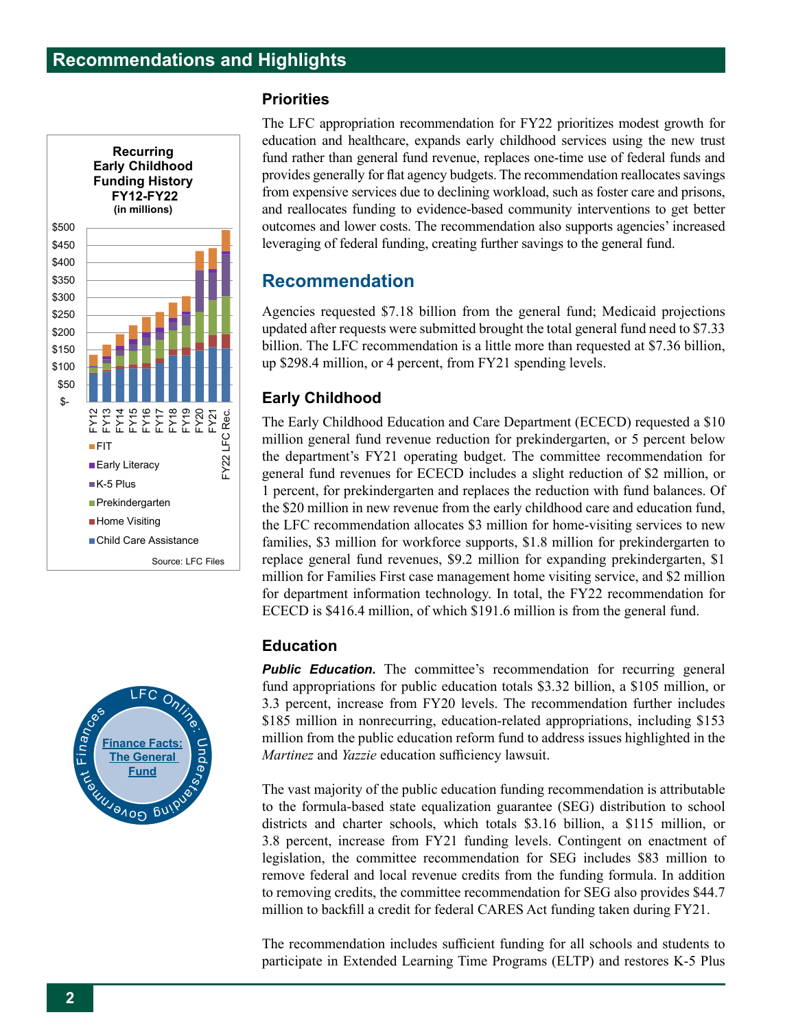## Recommendations and Highlights

**Recurring Early Childhood Funding History FY12-FY22 (in millions)**

Legend: FIT, Early Literacy, K-5 Plus, Prekindergarten, Home Visiting, Child Care Assistance

Source: LFC Files

LFC Online: Understanding Government Finances — Finance Facts: The General Fund

### Priorities

The LFC appropriation recommendation for FY22 prioritizes modest growth for education and healthcare, expands early childhood services using the new trust fund rather than general fund revenue, replaces one-time use of federal funds and provides generally for flat agency budgets. The recommendation reallocates savings from expensive services due to declining workload, such as foster care and prisons, and reallocates funding to evidence-based community interventions to get better outcomes and lower costs. The recommendation also supports agencies' increased leveraging of federal funding, creating further savings to the general fund.

## Recommendation

Agencies requested $7.18 billion from the general fund; Medicaid projections updated after requests were submitted brought the total general fund need to $7.33 billion. The LFC recommendation is a little more than requested at $7.36 billion, up $298.4 million, or 4 percent, from FY21 spending levels.

### Early Childhood

The Early Childhood Education and Care Department (ECECD) requested a $10 million general fund revenue reduction for prekindergarten, or 5 percent below the department's FY21 operating budget. The committee recommendation for general fund revenues for ECECD includes a slight reduction of $2 million, or 1 percent, for prekindergarten and replaces the reduction with fund balances. Of the $20 million in new revenue from the early childhood care and education fund, the LFC recommendation allocates $3 million for home-visiting services to new families, $3 million for workforce supports, $1.8 million for prekindergarten to replace general fund revenues, $9.2 million for expanding prekindergarten, $1 million for Families First case management home visiting service, and $2 million for department information technology. In total, the FY22 recommendation for ECECD is $416.4 million, of which $191.6 million is from the general fund.

### Education

***Public Education.*** The committee's recommendation for recurring general fund appropriations for public education totals $3.32 billion, a $105 million, or 3.3 percent, increase from FY20 levels. The recommendation further includes $185 million in nonrecurring, education-related appropriations, including $153 million from the public education reform fund to address issues highlighted in the *Martinez* and *Yazzie* education sufficiency lawsuit.

The vast majority of the public education funding recommendation is attributable to the formula-based state equalization guarantee (SEG) distribution to school districts and charter schools, which totals $3.16 billion, a $115 million, or 3.8 percent, increase from FY21 funding levels. Contingent on enactment of legislation, the committee recommendation for SEG includes $83 million to remove federal and local revenue credits from the funding formula. In addition to removing credits, the committee recommendation for SEG also provides $44.7 million to backfill a credit for federal CARES Act funding taken during FY21.

The recommendation includes sufficient funding for all schools and students to participate in Extended Learning Time Programs (ELTP) and restores K-5 Plus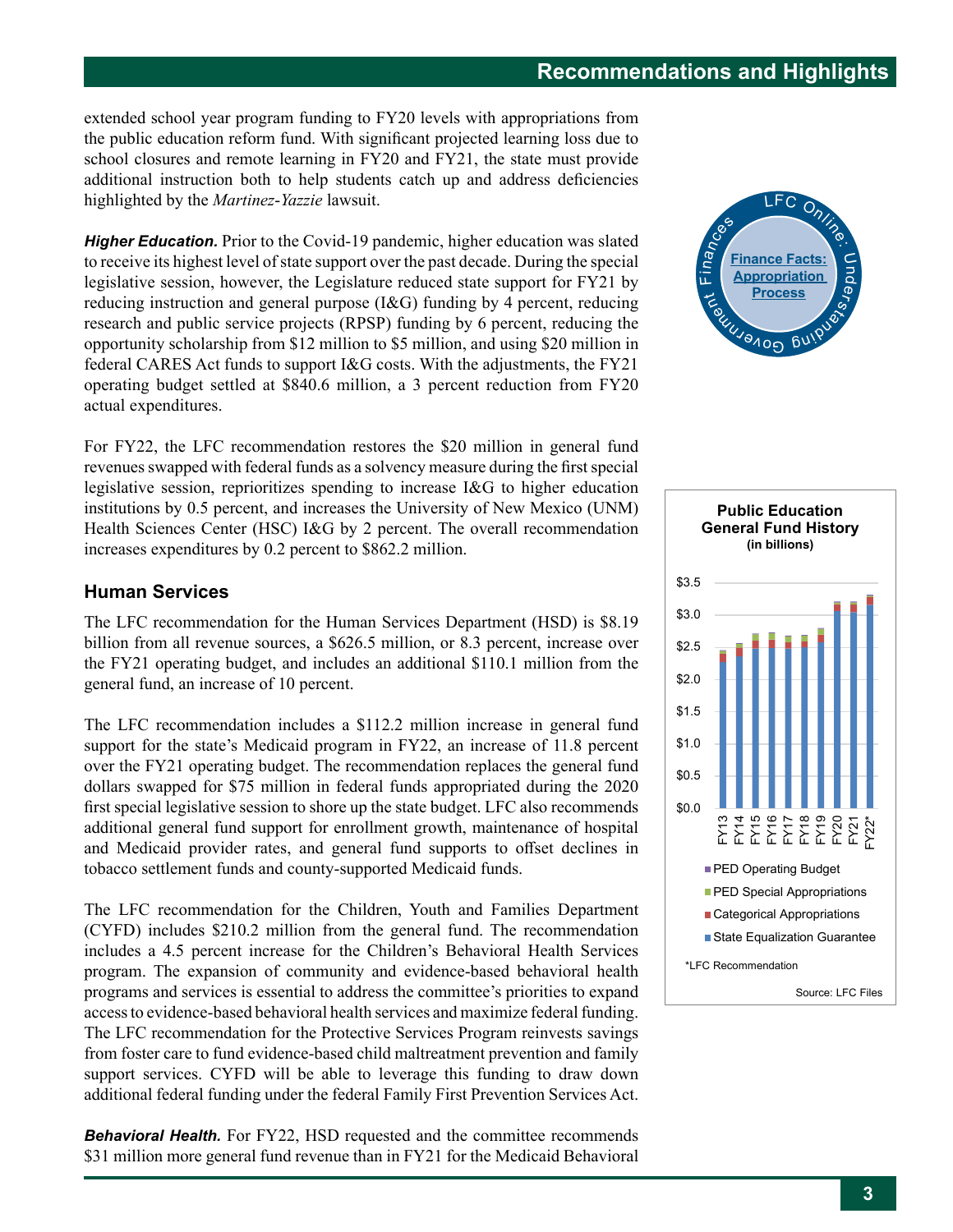extended school year program funding to FY20 levels with appropriations from the public education reform fund. With significant projected learning loss due to school closures and remote learning in FY20 and FY21, the state must provide additional instruction both to help students catch up and address deficiencies highlighted by the *Martinez-Yazzie* lawsuit.

***Higher Education.*** Prior to the Covid-19 pandemic, higher education was slated to receive its highest level of state support over the past decade. During the special legislative session, however, the Legislature reduced state support for FY21 by reducing instruction and general purpose (I&G) funding by 4 percent, reducing research and public service projects (RPSP) funding by 6 percent, reducing the opportunity scholarship from $12 million to $5 million, and using $20 million in federal CARES Act funds to support I&G costs. With the adjustments, the FY21 operating budget settled at $840.6 million, a 3 percent reduction from FY20 actual expenditures.

For FY22, the LFC recommendation restores the $20 million in general fund revenues swapped with federal funds as a solvency measure during the first special legislative session, reprioritizes spending to increase I&G to higher education institutions by 0.5 percent, and increases the University of New Mexico (UNM) Health Sciences Center (HSC) I&G by 2 percent. The overall recommendation increases expenditures by 0.2 percent to $862.2 million.

LFC Online: Understanding Government Finances — **Finance Facts: Appropriation Process**

## Human Services

The LFC recommendation for the Human Services Department (HSD) is $8.19 billion from all revenue sources, a $626.5 million, or 8.3 percent, increase over the FY21 operating budget, and includes an additional $110.1 million from the general fund, an increase of 10 percent.

The LFC recommendation includes a $112.2 million increase in general fund support for the state's Medicaid program in FY22, an increase of 11.8 percent over the FY21 operating budget. The recommendation replaces the general fund dollars swapped for $75 million in federal funds appropriated during the 2020 first special legislative session to shore up the state budget. LFC also recommends additional general fund support for enrollment growth, maintenance of hospital and Medicaid provider rates, and general fund supports to offset declines in tobacco settlement funds and county-supported Medicaid funds.

The LFC recommendation for the Children, Youth and Families Department (CYFD) includes $210.2 million from the general fund. The recommendation includes a 4.5 percent increase for the Children's Behavioral Health Services program. The expansion of community and evidence-based behavioral health programs and services is essential to address the committee's priorities to expand access to evidence-based behavioral health services and maximize federal funding. The LFC recommendation for the Protective Services Program reinvests savings from foster care to fund evidence-based child maltreatment prevention and family support services. CYFD will be able to leverage this funding to draw down additional federal funding under the federal Family First Prevention Services Act.

***Behavioral Health.*** For FY22, HSD requested and the committee recommends $31 million more general fund revenue than in FY21 for the Medicaid Behavioral

**Public Education General Fund History**
**(in billions)**

Legend: PED Operating Budget; PED Special Appropriations; Categorical Appropriations; State Equalization Guarantee

FY13–FY22*

*LFC Recommendation

Source: LFC Files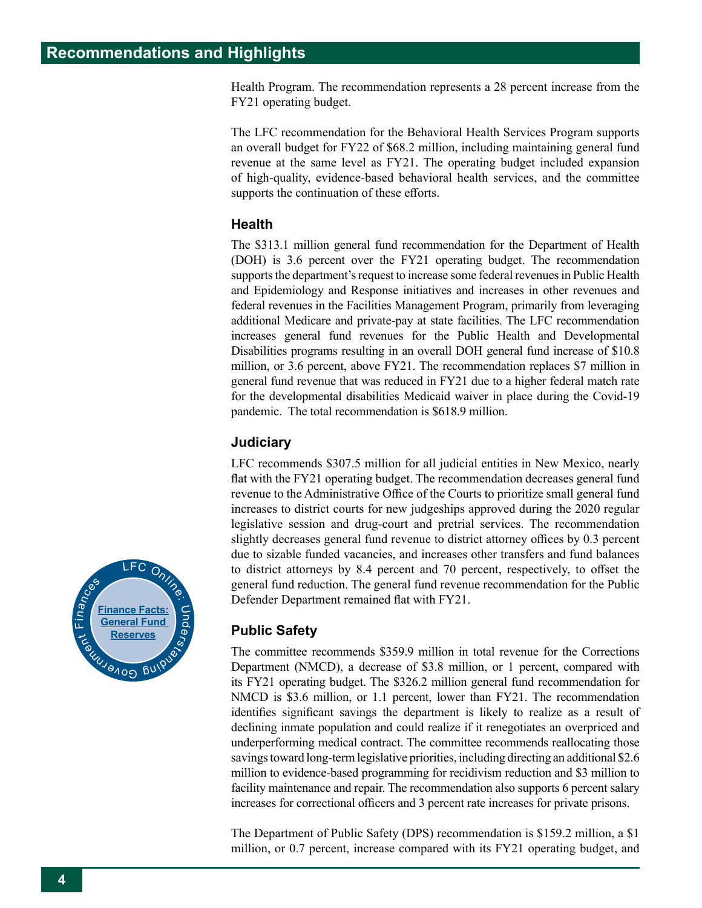## Recommendations and Highlights

Health Program. The recommendation represents a 28 percent increase from the FY21 operating budget.

The LFC recommendation for the Behavioral Health Services Program supports an overall budget for FY22 of $68.2 million, including maintaining general fund revenue at the same level as FY21. The operating budget included expansion of high-quality, evidence-based behavioral health services, and the committee supports the continuation of these efforts.

### Health

The $313.1 million general fund recommendation for the Department of Health (DOH) is 3.6 percent over the FY21 operating budget. The recommendation supports the department's request to increase some federal revenues in Public Health and Epidemiology and Response initiatives and increases in other revenues and federal revenues in the Facilities Management Program, primarily from leveraging additional Medicare and private-pay at state facilities. The LFC recommendation increases general fund revenues for the Public Health and Developmental Disabilities programs resulting in an overall DOH general fund increase of $10.8 million, or 3.6 percent, above FY21. The recommendation replaces $7 million in general fund revenue that was reduced in FY21 due to a higher federal match rate for the developmental disabilities Medicaid waiver in place during the Covid-19 pandemic. The total recommendation is $618.9 million.

### Judiciary

LFC recommends $307.5 million for all judicial entities in New Mexico, nearly flat with the FY21 operating budget. The recommendation decreases general fund revenue to the Administrative Office of the Courts to prioritize small general fund increases to district courts for new judgeships approved during the 2020 regular legislative session and drug-court and pretrial services. The recommendation slightly decreases general fund revenue to district attorney offices by 0.3 percent due to sizable funded vacancies, and increases other transfers and fund balances to district attorneys by 8.4 percent and 70 percent, respectively, to offset the general fund reduction. The general fund revenue recommendation for the Public Defender Department remained flat with FY21.

LFC Online: Understanding Government Finances

**Finance Facts: General Fund Reserves**

### Public Safety

The committee recommends $359.9 million in total revenue for the Corrections Department (NMCD), a decrease of $3.8 million, or 1 percent, compared with its FY21 operating budget. The $326.2 million general fund recommendation for NMCD is $3.6 million, or 1.1 percent, lower than FY21. The recommendation identifies significant savings the department is likely to realize as a result of declining inmate population and could realize if it renegotiates an overpriced and underperforming medical contract. The committee recommends reallocating those savings toward long-term legislative priorities, including directing an additional $2.6 million to evidence-based programming for recidivism reduction and $3 million to facility maintenance and repair. The recommendation also supports 6 percent salary increases for correctional officers and 3 percent rate increases for private prisons.

The Department of Public Safety (DPS) recommendation is $159.2 million, a $1 million, or 0.7 percent, increase compared with its FY21 operating budget, and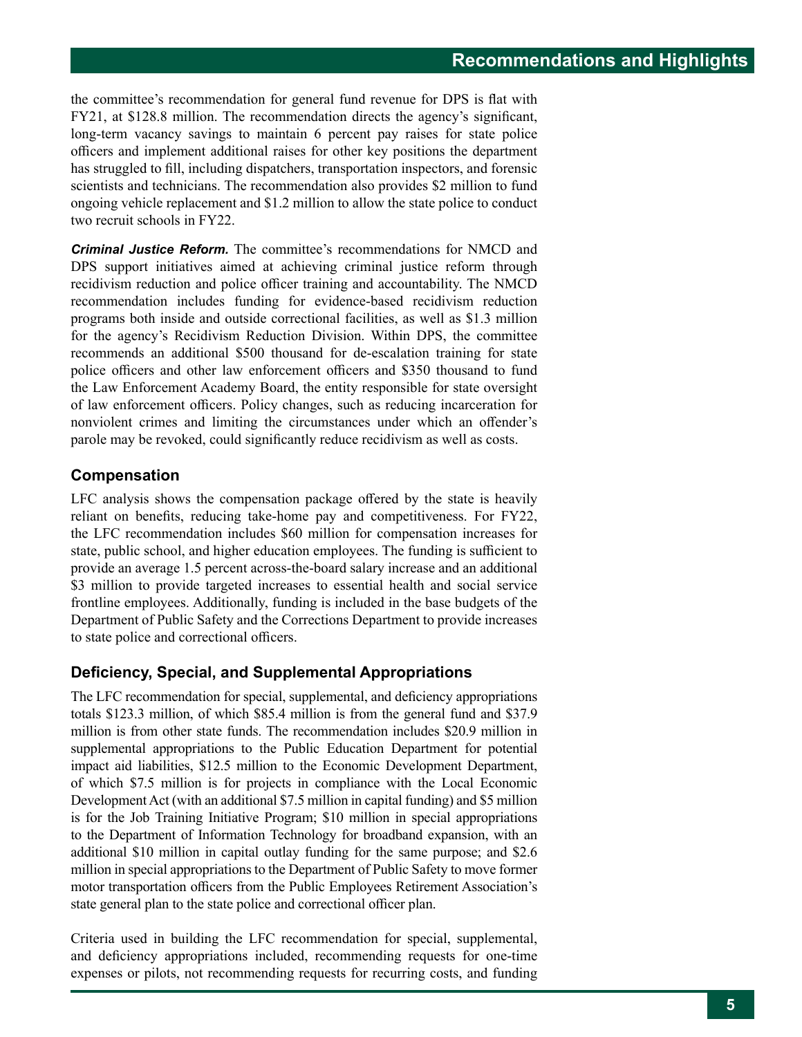the committee's recommendation for general fund revenue for DPS is flat with FY21, at $128.8 million. The recommendation directs the agency's significant, long-term vacancy savings to maintain 6 percent pay raises for state police officers and implement additional raises for other key positions the department has struggled to fill, including dispatchers, transportation inspectors, and forensic scientists and technicians. The recommendation also provides $2 million to fund ongoing vehicle replacement and $1.2 million to allow the state police to conduct two recruit schools in FY22.

***Criminal Justice Reform.*** The committee's recommendations for NMCD and DPS support initiatives aimed at achieving criminal justice reform through recidivism reduction and police officer training and accountability. The NMCD recommendation includes funding for evidence-based recidivism reduction programs both inside and outside correctional facilities, as well as $1.3 million for the agency's Recidivism Reduction Division. Within DPS, the committee recommends an additional $500 thousand for de-escalation training for state police officers and other law enforcement officers and $350 thousand to fund the Law Enforcement Academy Board, the entity responsible for state oversight of law enforcement officers. Policy changes, such as reducing incarceration for nonviolent crimes and limiting the circumstances under which an offender's parole may be revoked, could significantly reduce recidivism as well as costs.

### Compensation

LFC analysis shows the compensation package offered by the state is heavily reliant on benefits, reducing take-home pay and competitiveness. For FY22, the LFC recommendation includes $60 million for compensation increases for state, public school, and higher education employees. The funding is sufficient to provide an average 1.5 percent across-the-board salary increase and an additional $3 million to provide targeted increases to essential health and social service frontline employees. Additionally, funding is included in the base budgets of the Department of Public Safety and the Corrections Department to provide increases to state police and correctional officers.

### Deficiency, Special, and Supplemental Appropriations

The LFC recommendation for special, supplemental, and deficiency appropriations totals $123.3 million, of which $85.4 million is from the general fund and $37.9 million is from other state funds. The recommendation includes $20.9 million in supplemental appropriations to the Public Education Department for potential impact aid liabilities, $12.5 million to the Economic Development Department, of which $7.5 million is for projects in compliance with the Local Economic Development Act (with an additional $7.5 million in capital funding) and $5 million is for the Job Training Initiative Program; $10 million in special appropriations to the Department of Information Technology for broadband expansion, with an additional $10 million in capital outlay funding for the same purpose; and $2.6 million in special appropriations to the Department of Public Safety to move former motor transportation officers from the Public Employees Retirement Association's state general plan to the state police and correctional officer plan.

Criteria used in building the LFC recommendation for special, supplemental, and deficiency appropriations included, recommending requests for one-time expenses or pilots, not recommending requests for recurring costs, and funding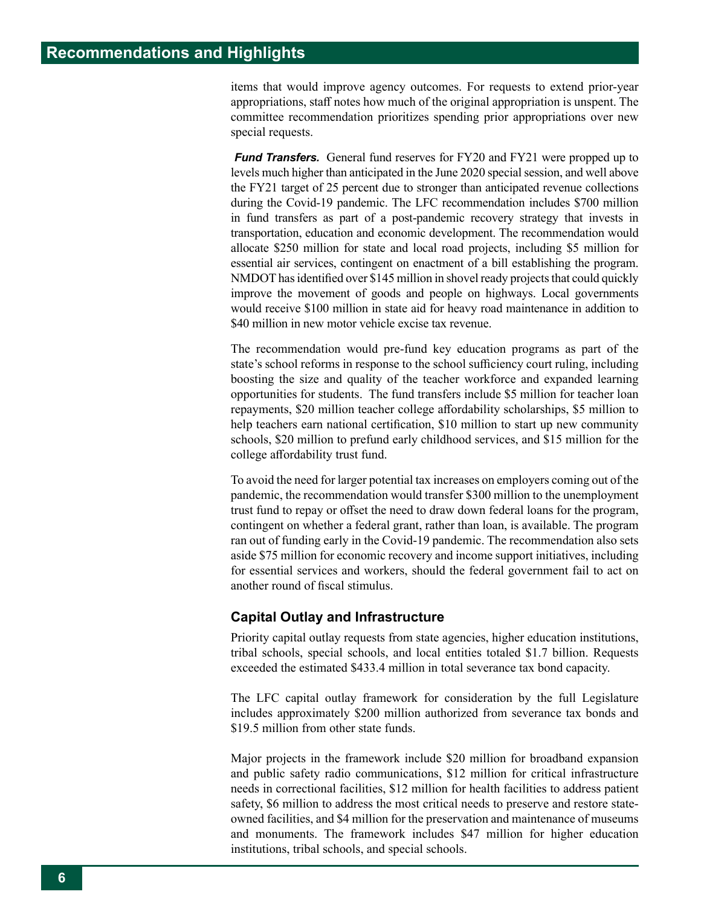items that would improve agency outcomes. For requests to extend prior-year appropriations, staff notes how much of the original appropriation is unspent. The committee recommendation prioritizes spending prior appropriations over new special requests.

***Fund Transfers.*** General fund reserves for FY20 and FY21 were propped up to levels much higher than anticipated in the June 2020 special session, and well above the FY21 target of 25 percent due to stronger than anticipated revenue collections during the Covid-19 pandemic. The LFC recommendation includes $700 million in fund transfers as part of a post-pandemic recovery strategy that invests in transportation, education and economic development. The recommendation would allocate $250 million for state and local road projects, including $5 million for essential air services, contingent on enactment of a bill establishing the program. NMDOT has identified over $145 million in shovel ready projects that could quickly improve the movement of goods and people on highways. Local governments would receive $100 million in state aid for heavy road maintenance in addition to $40 million in new motor vehicle excise tax revenue.

The recommendation would pre-fund key education programs as part of the state's school reforms in response to the school sufficiency court ruling, including boosting the size and quality of the teacher workforce and expanded learning opportunities for students. The fund transfers include $5 million for teacher loan repayments, $20 million teacher college affordability scholarships, $5 million to help teachers earn national certification, $10 million to start up new community schools, $20 million to prefund early childhood services, and $15 million for the college affordability trust fund.

To avoid the need for larger potential tax increases on employers coming out of the pandemic, the recommendation would transfer $300 million to the unemployment trust fund to repay or offset the need to draw down federal loans for the program, contingent on whether a federal grant, rather than loan, is available. The program ran out of funding early in the Covid-19 pandemic. The recommendation also sets aside $75 million for economic recovery and income support initiatives, including for essential services and workers, should the federal government fail to act on another round of fiscal stimulus.

### Capital Outlay and Infrastructure

Priority capital outlay requests from state agencies, higher education institutions, tribal schools, special schools, and local entities totaled $1.7 billion. Requests exceeded the estimated $433.4 million in total severance tax bond capacity.

The LFC capital outlay framework for consideration by the full Legislature includes approximately $200 million authorized from severance tax bonds and $19.5 million from other state funds.

Major projects in the framework include $20 million for broadband expansion and public safety radio communications, $12 million for critical infrastructure needs in correctional facilities, $12 million for health facilities to address patient safety, $6 million to address the most critical needs to preserve and restore state-owned facilities, and $4 million for the preservation and maintenance of museums and monuments. The framework includes $47 million for higher education institutions, tribal schools, and special schools.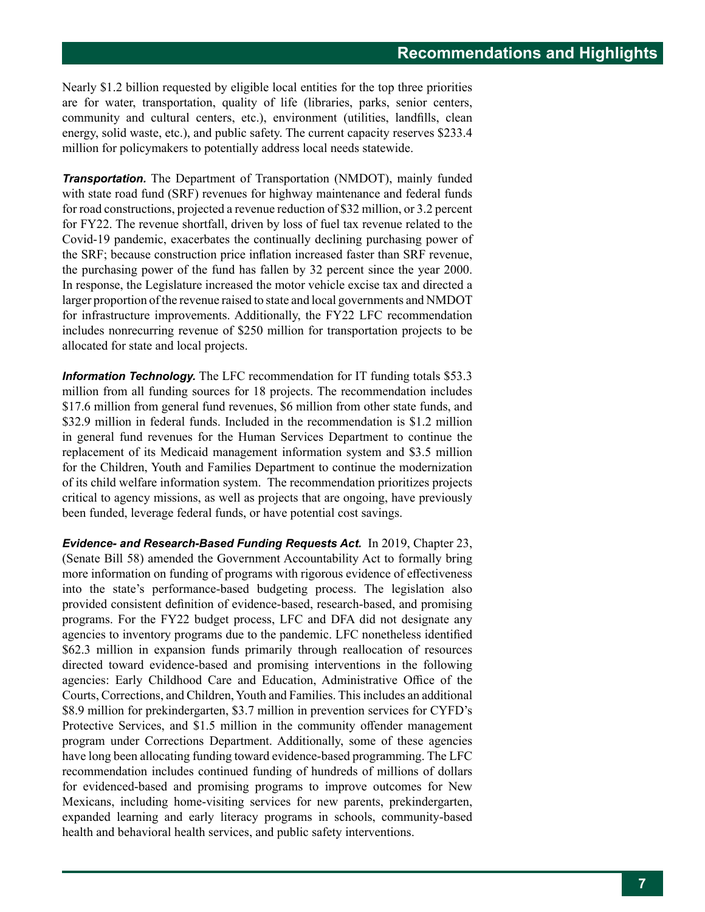Nearly $1.2 billion requested by eligible local entities for the top three priorities are for water, transportation, quality of life (libraries, parks, senior centers, community and cultural centers, etc.), environment (utilities, landfills, clean energy, solid waste, etc.), and public safety. The current capacity reserves $233.4 million for policymakers to potentially address local needs statewide.

***Transportation.*** The Department of Transportation (NMDOT), mainly funded with state road fund (SRF) revenues for highway maintenance and federal funds for road constructions, projected a revenue reduction of $32 million, or 3.2 percent for FY22. The revenue shortfall, driven by loss of fuel tax revenue related to the Covid-19 pandemic, exacerbates the continually declining purchasing power of the SRF; because construction price inflation increased faster than SRF revenue, the purchasing power of the fund has fallen by 32 percent since the year 2000. In response, the Legislature increased the motor vehicle excise tax and directed a larger proportion of the revenue raised to state and local governments and NMDOT for infrastructure improvements. Additionally, the FY22 LFC recommendation includes nonrecurring revenue of $250 million for transportation projects to be allocated for state and local projects.

***Information Technology.*** The LFC recommendation for IT funding totals $53.3 million from all funding sources for 18 projects. The recommendation includes $17.6 million from general fund revenues, $6 million from other state funds, and $32.9 million in federal funds. Included in the recommendation is $1.2 million in general fund revenues for the Human Services Department to continue the replacement of its Medicaid management information system and $3.5 million for the Children, Youth and Families Department to continue the modernization of its child welfare information system. The recommendation prioritizes projects critical to agency missions, as well as projects that are ongoing, have previously been funded, leverage federal funds, or have potential cost savings.

***Evidence- and Research-Based Funding Requests Act.*** In 2019, Chapter 23, (Senate Bill 58) amended the Government Accountability Act to formally bring more information on funding of programs with rigorous evidence of effectiveness into the state's performance-based budgeting process. The legislation also provided consistent definition of evidence-based, research-based, and promising programs. For the FY22 budget process, LFC and DFA did not designate any agencies to inventory programs due to the pandemic. LFC nonetheless identified $62.3 million in expansion funds primarily through reallocation of resources directed toward evidence-based and promising interventions in the following agencies: Early Childhood Care and Education, Administrative Office of the Courts, Corrections, and Children, Youth and Families. This includes an additional $8.9 million for prekindergarten, $3.7 million in prevention services for CYFD's Protective Services, and $1.5 million in the community offender management program under Corrections Department. Additionally, some of these agencies have long been allocating funding toward evidence-based programming. The LFC recommendation includes continued funding of hundreds of millions of dollars for evidenced-based and promising programs to improve outcomes for New Mexicans, including home-visiting services for new parents, prekindergarten, expanded learning and early literacy programs in schools, community-based health and behavioral health services, and public safety interventions.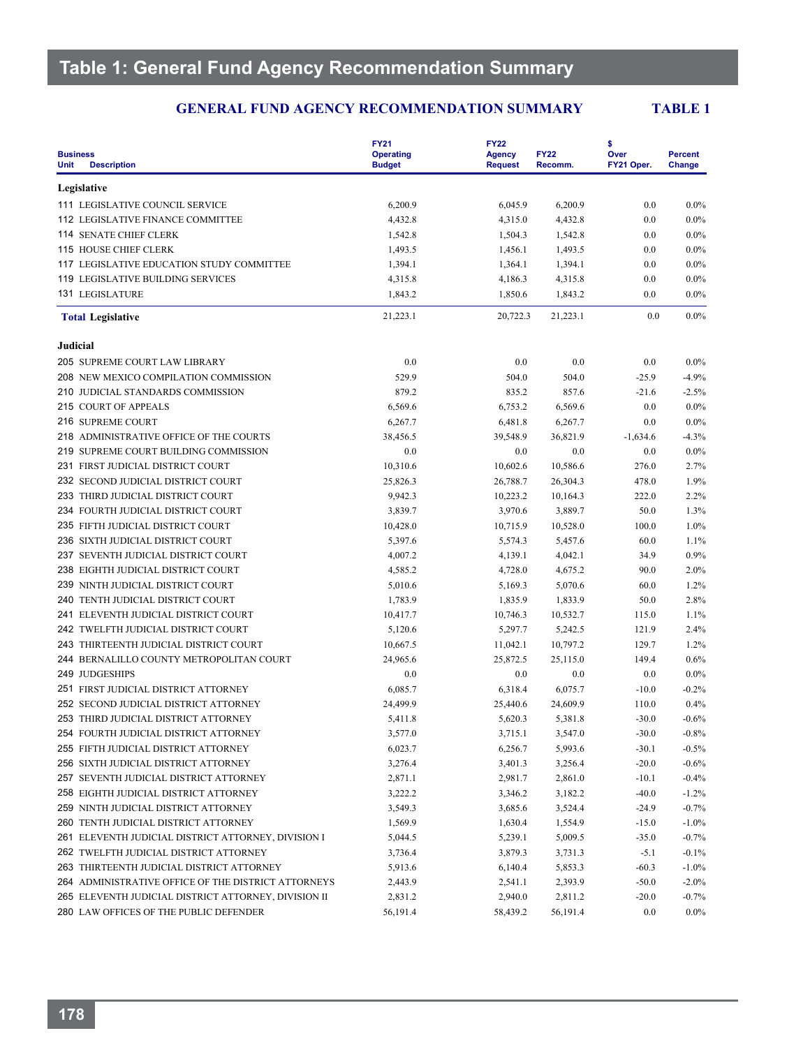# Table 1: General Fund Agency Recommendation Summary

**GENERAL FUND AGENCY RECOMMENDATION SUMMARY** **TABLE 1**

| Business Unit | Description | FY21 Operating Budget | FY22 Agency Request | FY22 Recomm. | $ Over FY21 Oper. | Percent Change |
|---|---|---|---|---|---|---|
| **Legislative** | | | | | | |
| 111 | LEGISLATIVE COUNCIL SERVICE | 6,200.9 | 6,045.9 | 6,200.9 | 0.0 | 0.0% |
| 112 | LEGISLATIVE FINANCE COMMITTEE | 4,432.8 | 4,315.0 | 4,432.8 | 0.0 | 0.0% |
| 114 | SENATE CHIEF CLERK | 1,542.8 | 1,504.3 | 1,542.8 | 0.0 | 0.0% |
| 115 | HOUSE CHIEF CLERK | 1,493.5 | 1,456.1 | 1,493.5 | 0.0 | 0.0% |
| 117 | LEGISLATIVE EDUCATION STUDY COMMITTEE | 1,394.1 | 1,364.1 | 1,394.1 | 0.0 | 0.0% |
| 119 | LEGISLATIVE BUILDING SERVICES | 4,315.8 | 4,186.3 | 4,315.8 | 0.0 | 0.0% |
| 131 | LEGISLATURE | 1,843.2 | 1,850.6 | 1,843.2 | 0.0 | 0.0% |
| **Total** | **Legislative** | 21,223.1 | 20,722.3 | 21,223.1 | 0.0 | 0.0% |
| **Judicial** | | | | | | |
| 205 | SUPREME COURT LAW LIBRARY | 0.0 | 0.0 | 0.0 | 0.0 | 0.0% |
| 208 | NEW MEXICO COMPILATION COMMISSION | 529.9 | 504.0 | 504.0 | -25.9 | -4.9% |
| 210 | JUDICIAL STANDARDS COMMISSION | 879.2 | 835.2 | 857.6 | -21.6 | -2.5% |
| 215 | COURT OF APPEALS | 6,569.6 | 6,753.2 | 6,569.6 | 0.0 | 0.0% |
| 216 | SUPREME COURT | 6,267.7 | 6,481.8 | 6,267.7 | 0.0 | 0.0% |
| 218 | ADMINISTRATIVE OFFICE OF THE COURTS | 38,456.5 | 39,548.9 | 36,821.9 | -1,634.6 | -4.3% |
| 219 | SUPREME COURT BUILDING COMMISSION | 0.0 | 0.0 | 0.0 | 0.0 | 0.0% |
| 231 | FIRST JUDICIAL DISTRICT COURT | 10,310.6 | 10,602.6 | 10,586.6 | 276.0 | 2.7% |
| 232 | SECOND JUDICIAL DISTRICT COURT | 25,826.3 | 26,788.7 | 26,304.3 | 478.0 | 1.9% |
| 233 | THIRD JUDICIAL DISTRICT COURT | 9,942.3 | 10,223.2 | 10,164.3 | 222.0 | 2.2% |
| 234 | FOURTH JUDICIAL DISTRICT COURT | 3,839.7 | 3,970.6 | 3,889.7 | 50.0 | 1.3% |
| 235 | FIFTH JUDICIAL DISTRICT COURT | 10,428.0 | 10,715.9 | 10,528.0 | 100.0 | 1.0% |
| 236 | SIXTH JUDICIAL DISTRICT COURT | 5,397.6 | 5,574.3 | 5,457.6 | 60.0 | 1.1% |
| 237 | SEVENTH JUDICIAL DISTRICT COURT | 4,007.2 | 4,139.1 | 4,042.1 | 34.9 | 0.9% |
| 238 | EIGHTH JUDICIAL DISTRICT COURT | 4,585.2 | 4,728.0 | 4,675.2 | 90.0 | 2.0% |
| 239 | NINTH JUDICIAL DISTRICT COURT | 5,010.6 | 5,169.3 | 5,070.6 | 60.0 | 1.2% |
| 240 | TENTH JUDICIAL DISTRICT COURT | 1,783.9 | 1,835.9 | 1,833.9 | 50.0 | 2.8% |
| 241 | ELEVENTH JUDICIAL DISTRICT COURT | 10,417.7 | 10,746.3 | 10,532.7 | 115.0 | 1.1% |
| 242 | TWELFTH JUDICIAL DISTRICT COURT | 5,120.6 | 5,297.7 | 5,242.5 | 121.9 | 2.4% |
| 243 | THIRTEENTH JUDICIAL DISTRICT COURT | 10,667.5 | 11,042.1 | 10,797.2 | 129.7 | 1.2% |
| 244 | BERNALILLO COUNTY METROPOLITAN COURT | 24,965.6 | 25,872.5 | 25,115.0 | 149.4 | 0.6% |
| 249 | JUDGESHIPS | 0.0 | 0.0 | 0.0 | 0.0 | 0.0% |
| 251 | FIRST JUDICIAL DISTRICT ATTORNEY | 6,085.7 | 6,318.4 | 6,075.7 | -10.0 | -0.2% |
| 252 | SECOND JUDICIAL DISTRICT ATTORNEY | 24,499.9 | 25,440.6 | 24,609.9 | 110.0 | 0.4% |
| 253 | THIRD JUDICIAL DISTRICT ATTORNEY | 5,411.8 | 5,620.3 | 5,381.8 | -30.0 | -0.6% |
| 254 | FOURTH JUDICIAL DISTRICT ATTORNEY | 3,577.0 | 3,715.1 | 3,547.0 | -30.0 | -0.8% |
| 255 | FIFTH JUDICIAL DISTRICT ATTORNEY | 6,023.7 | 6,256.7 | 5,993.6 | -30.1 | -0.5% |
| 256 | SIXTH JUDICIAL DISTRICT ATTORNEY | 3,276.4 | 3,401.3 | 3,256.4 | -20.0 | -0.6% |
| 257 | SEVENTH JUDICIAL DISTRICT ATTORNEY | 2,871.1 | 2,981.7 | 2,861.0 | -10.1 | -0.4% |
| 258 | EIGHTH JUDICIAL DISTRICT ATTORNEY | 3,222.2 | 3,346.2 | 3,182.2 | -40.0 | -1.2% |
| 259 | NINTH JUDICIAL DISTRICT ATTORNEY | 3,549.3 | 3,685.6 | 3,524.4 | -24.9 | -0.7% |
| 260 | TENTH JUDICIAL DISTRICT ATTORNEY | 1,569.9 | 1,630.4 | 1,554.9 | -15.0 | -1.0% |
| 261 | ELEVENTH JUDICIAL DISTRICT ATTORNEY, DIVISION I | 5,044.5 | 5,239.1 | 5,009.5 | -35.0 | -0.7% |
| 262 | TWELFTH JUDICIAL DISTRICT ATTORNEY | 3,736.4 | 3,879.3 | 3,731.3 | -5.1 | -0.1% |
| 263 | THIRTEENTH JUDICIAL DISTRICT ATTORNEY | 5,913.6 | 6,140.4 | 5,853.3 | -60.3 | -1.0% |
| 264 | ADMINISTRATIVE OFFICE OF THE DISTRICT ATTORNEYS | 2,443.9 | 2,541.1 | 2,393.9 | -50.0 | -2.0% |
| 265 | ELEVENTH JUDICIAL DISTRICT ATTORNEY, DIVISION II | 2,831.2 | 2,940.0 | 2,811.2 | -20.0 | -0.7% |
| 280 | LAW OFFICES OF THE PUBLIC DEFENDER | 56,191.4 | 58,439.2 | 56,191.4 | 0.0 | 0.0% |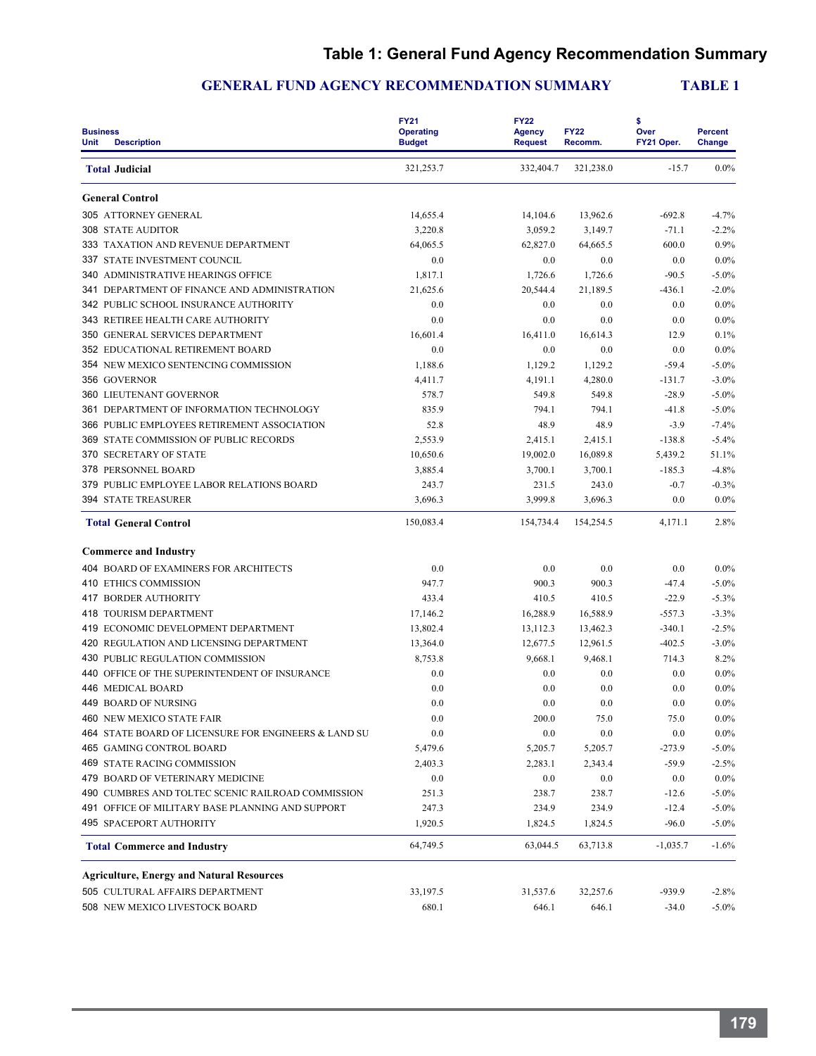# Table 1: General Fund Agency Recommendation Summary

## GENERAL FUND AGENCY RECOMMENDATION SUMMARY TABLE 1

| Business Unit | Description | FY21 Operating Budget | FY22 Agency Request | FY22 Recomm. | $ Over FY21 Oper. | Percent Change |
|---|---|---|---|---|---|---|
| **Total** | **Judicial** | 321,253.7 | 332,404.7 | 321,238.0 | -15.7 | 0.0% |
| | **General Control** | | | | | |
| 305 | ATTORNEY GENERAL | 14,655.4 | 14,104.6 | 13,962.6 | -692.8 | -4.7% |
| 308 | STATE AUDITOR | 3,220.8 | 3,059.2 | 3,149.7 | -71.1 | -2.2% |
| 333 | TAXATION AND REVENUE DEPARTMENT | 64,065.5 | 62,827.0 | 64,665.5 | 600.0 | 0.9% |
| 337 | STATE INVESTMENT COUNCIL | 0.0 | 0.0 | 0.0 | 0.0 | 0.0% |
| 340 | ADMINISTRATIVE HEARINGS OFFICE | 1,817.1 | 1,726.6 | 1,726.6 | -90.5 | -5.0% |
| 341 | DEPARTMENT OF FINANCE AND ADMINISTRATION | 21,625.6 | 20,544.4 | 21,189.5 | -436.1 | -2.0% |
| 342 | PUBLIC SCHOOL INSURANCE AUTHORITY | 0.0 | 0.0 | 0.0 | 0.0 | 0.0% |
| 343 | RETIREE HEALTH CARE AUTHORITY | 0.0 | 0.0 | 0.0 | 0.0 | 0.0% |
| 350 | GENERAL SERVICES DEPARTMENT | 16,601.4 | 16,411.0 | 16,614.3 | 12.9 | 0.1% |
| 352 | EDUCATIONAL RETIREMENT BOARD | 0.0 | 0.0 | 0.0 | 0.0 | 0.0% |
| 354 | NEW MEXICO SENTENCING COMMISSION | 1,188.6 | 1,129.2 | 1,129.2 | -59.4 | -5.0% |
| 356 | GOVERNOR | 4,411.7 | 4,191.1 | 4,280.0 | -131.7 | -3.0% |
| 360 | LIEUTENANT GOVERNOR | 578.7 | 549.8 | 549.8 | -28.9 | -5.0% |
| 361 | DEPARTMENT OF INFORMATION TECHNOLOGY | 835.9 | 794.1 | 794.1 | -41.8 | -5.0% |
| 366 | PUBLIC EMPLOYEES RETIREMENT ASSOCIATION | 52.8 | 48.9 | 48.9 | -3.9 | -7.4% |
| 369 | STATE COMMISSION OF PUBLIC RECORDS | 2,553.9 | 2,415.1 | 2,415.1 | -138.8 | -5.4% |
| 370 | SECRETARY OF STATE | 10,650.6 | 19,002.0 | 16,089.8 | 5,439.2 | 51.1% |
| 378 | PERSONNEL BOARD | 3,885.4 | 3,700.1 | 3,700.1 | -185.3 | -4.8% |
| 379 | PUBLIC EMPLOYEE LABOR RELATIONS BOARD | 243.7 | 231.5 | 243.0 | -0.7 | -0.3% |
| 394 | STATE TREASURER | 3,696.3 | 3,999.8 | 3,696.3 | 0.0 | 0.0% |
| **Total** | **General Control** | 150,083.4 | 154,734.4 | 154,254.5 | 4,171.1 | 2.8% |
| | **Commerce and Industry** | | | | | |
| 404 | BOARD OF EXAMINERS FOR ARCHITECTS | 0.0 | 0.0 | 0.0 | 0.0 | 0.0% |
| 410 | ETHICS COMMISSION | 947.7 | 900.3 | 900.3 | -47.4 | -5.0% |
| 417 | BORDER AUTHORITY | 433.4 | 410.5 | 410.5 | -22.9 | -5.3% |
| 418 | TOURISM DEPARTMENT | 17,146.2 | 16,288.9 | 16,588.9 | -557.3 | -3.3% |
| 419 | ECONOMIC DEVELOPMENT DEPARTMENT | 13,802.4 | 13,112.3 | 13,462.3 | -340.1 | -2.5% |
| 420 | REGULATION AND LICENSING DEPARTMENT | 13,364.0 | 12,677.5 | 12,961.5 | -402.5 | -3.0% |
| 430 | PUBLIC REGULATION COMMISSION | 8,753.8 | 9,668.1 | 9,468.1 | 714.3 | 8.2% |
| 440 | OFFICE OF THE SUPERINTENDENT OF INSURANCE | 0.0 | 0.0 | 0.0 | 0.0 | 0.0% |
| 446 | MEDICAL BOARD | 0.0 | 0.0 | 0.0 | 0.0 | 0.0% |
| 449 | BOARD OF NURSING | 0.0 | 0.0 | 0.0 | 0.0 | 0.0% |
| 460 | NEW MEXICO STATE FAIR | 0.0 | 200.0 | 75.0 | 75.0 | 0.0% |
| 464 | STATE BOARD OF LICENSURE FOR ENGINEERS & LAND SU | 0.0 | 0.0 | 0.0 | 0.0 | 0.0% |
| 465 | GAMING CONTROL BOARD | 5,479.6 | 5,205.7 | 5,205.7 | -273.9 | -5.0% |
| 469 | STATE RACING COMMISSION | 2,403.3 | 2,283.1 | 2,343.4 | -59.9 | -2.5% |
| 479 | BOARD OF VETERINARY MEDICINE | 0.0 | 0.0 | 0.0 | 0.0 | 0.0% |
| 490 | CUMBRES AND TOLTEC SCENIC RAILROAD COMMISSION | 251.3 | 238.7 | 238.7 | -12.6 | -5.0% |
| 491 | OFFICE OF MILITARY BASE PLANNING AND SUPPORT | 247.3 | 234.9 | 234.9 | -12.4 | -5.0% |
| 495 | SPACEPORT AUTHORITY | 1,920.5 | 1,824.5 | 1,824.5 | -96.0 | -5.0% |
| **Total** | **Commerce and Industry** | 64,749.5 | 63,044.5 | 63,713.8 | -1,035.7 | -1.6% |
| | **Agriculture, Energy and Natural Resources** | | | | | |
| 505 | CULTURAL AFFAIRS DEPARTMENT | 33,197.5 | 31,537.6 | 32,257.6 | -939.9 | -2.8% |
| 508 | NEW MEXICO LIVESTOCK BOARD | 680.1 | 646.1 | 646.1 | -34.0 | -5.0% |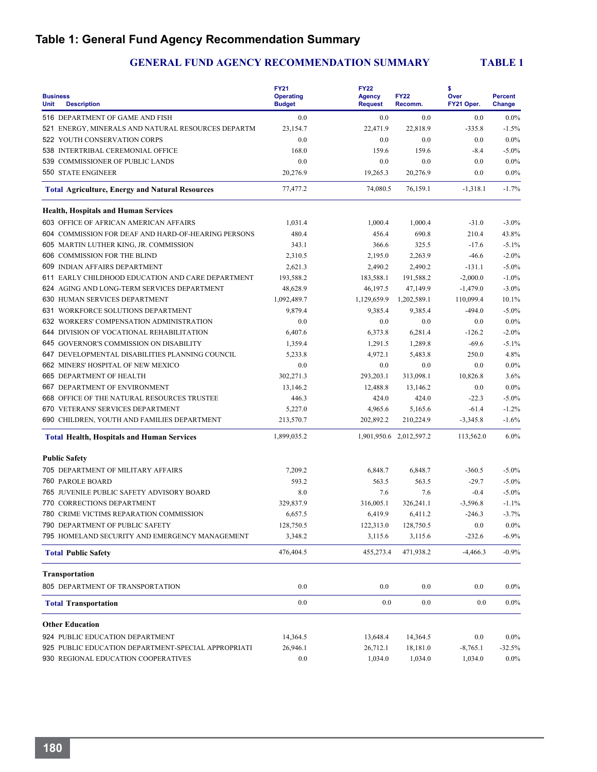## Table 1: General Fund Agency Recommendation Summary

**GENERAL FUND AGENCY RECOMMENDATION SUMMARY** **TABLE 1**

| Business Unit | Description | FY21 Operating Budget | FY22 Agency Request | FY22 Recomm. | $ Over FY21 Oper. | Percent Change |
|---|---|---|---|---|---|---|
| 516 | DEPARTMENT OF GAME AND FISH | 0.0 | 0.0 | 0.0 | 0.0 | 0.0% |
| 521 | ENERGY, MINERALS AND NATURAL RESOURCES DEPARTM | 23,154.7 | 22,471.9 | 22,818.9 | -335.8 | -1.5% |
| 522 | YOUTH CONSERVATION CORPS | 0.0 | 0.0 | 0.0 | 0.0 | 0.0% |
| 538 | INTERTRIBAL CEREMONIAL OFFICE | 168.0 | 159.6 | 159.6 | -8.4 | -5.0% |
| 539 | COMMISSIONER OF PUBLIC LANDS | 0.0 | 0.0 | 0.0 | 0.0 | 0.0% |
| 550 | STATE ENGINEER | 20,276.9 | 19,265.3 | 20,276.9 | 0.0 | 0.0% |
| **Total** | **Agriculture, Energy and Natural Resources** | 77,477.2 | 74,080.5 | 76,159.1 | -1,318.1 | -1.7% |
| | **Health, Hospitals and Human Services** | | | | | |
| 603 | OFFICE OF AFRICAN AMERICAN AFFAIRS | 1,031.4 | 1,000.4 | 1,000.4 | -31.0 | -3.0% |
| 604 | COMMISSION FOR DEAF AND HARD-OF-HEARING PERSONS | 480.4 | 456.4 | 690.8 | 210.4 | 43.8% |
| 605 | MARTIN LUTHER KING, JR. COMMISSION | 343.1 | 366.6 | 325.5 | -17.6 | -5.1% |
| 606 | COMMISSION FOR THE BLIND | 2,310.5 | 2,195.0 | 2,263.9 | -46.6 | -2.0% |
| 609 | INDIAN AFFAIRS DEPARTMENT | 2,621.3 | 2,490.2 | 2,490.2 | -131.1 | -5.0% |
| 611 | EARLY CHILDHOOD EDUCATION AND CARE DEPARTMENT | 193,588.2 | 183,588.1 | 191,588.2 | -2,000.0 | -1.0% |
| 624 | AGING AND LONG-TERM SERVICES DEPARTMENT | 48,628.9 | 46,197.5 | 47,149.9 | -1,479.0 | -3.0% |
| 630 | HUMAN SERVICES DEPARTMENT | 1,092,489.7 | 1,129,659.9 | 1,202,589.1 | 110,099.4 | 10.1% |
| 631 | WORKFORCE SOLUTIONS DEPARTMENT | 9,879.4 | 9,385.4 | 9,385.4 | -494.0 | -5.0% |
| 632 | WORKERS' COMPENSATION ADMINISTRATION | 0.0 | 0.0 | 0.0 | 0.0 | 0.0% |
| 644 | DIVISION OF VOCATIONAL REHABILITATION | 6,407.6 | 6,373.8 | 6,281.4 | -126.2 | -2.0% |
| 645 | GOVERNOR'S COMMISSION ON DISABILITY | 1,359.4 | 1,291.5 | 1,289.8 | -69.6 | -5.1% |
| 647 | DEVELOPMENTAL DISABILITIES PLANNING COUNCIL | 5,233.8 | 4,972.1 | 5,483.8 | 250.0 | 4.8% |
| 662 | MINERS' HOSPITAL OF NEW MEXICO | 0.0 | 0.0 | 0.0 | 0.0 | 0.0% |
| 665 | DEPARTMENT OF HEALTH | 302,271.3 | 293,203.1 | 313,098.1 | 10,826.8 | 3.6% |
| 667 | DEPARTMENT OF ENVIRONMENT | 13,146.2 | 12,488.8 | 13,146.2 | 0.0 | 0.0% |
| 668 | OFFICE OF THE NATURAL RESOURCES TRUSTEE | 446.3 | 424.0 | 424.0 | -22.3 | -5.0% |
| 670 | VETERANS' SERVICES DEPARTMENT | 5,227.0 | 4,965.6 | 5,165.6 | -61.4 | -1.2% |
| 690 | CHILDREN, YOUTH AND FAMILIES DEPARTMENT | 213,570.7 | 202,892.2 | 210,224.9 | -3,345.8 | -1.6% |
| **Total** | **Health, Hospitals and Human Services** | 1,899,035.2 | 1,901,950.6 | 2,012,597.2 | 113,562.0 | 6.0% |
| | **Public Safety** | | | | | |
| 705 | DEPARTMENT OF MILITARY AFFAIRS | 7,209.2 | 6,848.7 | 6,848.7 | -360.5 | -5.0% |
| 760 | PAROLE BOARD | 593.2 | 563.5 | 563.5 | -29.7 | -5.0% |
| 765 | JUVENILE PUBLIC SAFETY ADVISORY BOARD | 8.0 | 7.6 | 7.6 | -0.4 | -5.0% |
| 770 | CORRECTIONS DEPARTMENT | 329,837.9 | 316,005.1 | 326,241.1 | -3,596.8 | -1.1% |
| 780 | CRIME VICTIMS REPARATION COMMISSION | 6,657.5 | 6,419.9 | 6,411.2 | -246.3 | -3.7% |
| 790 | DEPARTMENT OF PUBLIC SAFETY | 128,750.5 | 122,313.0 | 128,750.5 | 0.0 | 0.0% |
| 795 | HOMELAND SECURITY AND EMERGENCY MANAGEMENT | 3,348.2 | 3,115.6 | 3,115.6 | -232.6 | -6.9% |
| **Total** | **Public Safety** | 476,404.5 | 455,273.4 | 471,938.2 | -4,466.3 | -0.9% |
| | **Transportation** | | | | | |
| 805 | DEPARTMENT OF TRANSPORTATION | 0.0 | 0.0 | 0.0 | 0.0 | 0.0% |
| **Total** | **Transportation** | 0.0 | 0.0 | 0.0 | 0.0 | 0.0% |
| | **Other Education** | | | | | |
| 924 | PUBLIC EDUCATION DEPARTMENT | 14,364.5 | 13,648.4 | 14,364.5 | 0.0 | 0.0% |
| 925 | PUBLIC EDUCATION DEPARTMENT-SPECIAL APPROPRIATI | 26,946.1 | 26,712.1 | 18,181.0 | -8,765.1 | -32.5% |
| 930 | REGIONAL EDUCATION COOPERATIVES | 0.0 | 1,034.0 | 1,034.0 | 1,034.0 | 0.0% |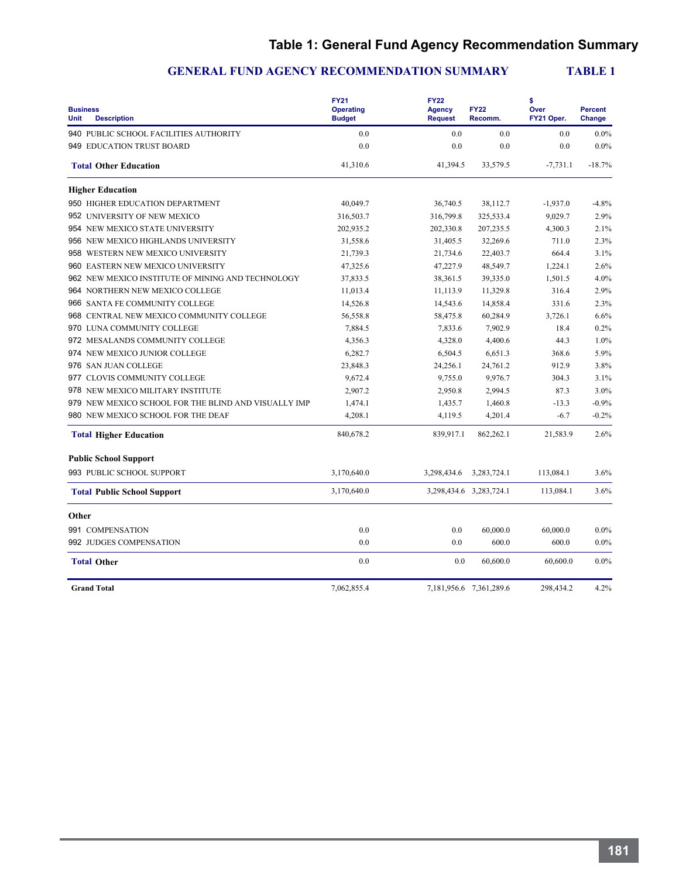# Table 1: General Fund Agency Recommendation Summary

## GENERAL FUND AGENCY RECOMMENDATION SUMMARY TABLE 1

| Business Unit | Description | FY21 Operating Budget | FY22 Agency Request | FY22 Recomm. | $ Over FY21 Oper. | Percent Change |
|---|---|---|---|---|---|---|
| 940 | PUBLIC SCHOOL FACILITIES AUTHORITY | 0.0 | 0.0 | 0.0 | 0.0 | 0.0% |
| 949 | EDUCATION TRUST BOARD | 0.0 | 0.0 | 0.0 | 0.0 | 0.0% |
| **Total** | **Other Education** | 41,310.6 | 41,394.5 | 33,579.5 | -7,731.1 | -18.7% |
| **Higher Education** | | | | | | |
| 950 | HIGHER EDUCATION DEPARTMENT | 40,049.7 | 36,740.5 | 38,112.7 | -1,937.0 | -4.8% |
| 952 | UNIVERSITY OF NEW MEXICO | 316,503.7 | 316,799.8 | 325,533.4 | 9,029.7 | 2.9% |
| 954 | NEW MEXICO STATE UNIVERSITY | 202,935.2 | 202,330.8 | 207,235.5 | 4,300.3 | 2.1% |
| 956 | NEW MEXICO HIGHLANDS UNIVERSITY | 31,558.6 | 31,405.5 | 32,269.6 | 711.0 | 2.3% |
| 958 | WESTERN NEW MEXICO UNIVERSITY | 21,739.3 | 21,734.6 | 22,403.7 | 664.4 | 3.1% |
| 960 | EASTERN NEW MEXICO UNIVERSITY | 47,325.6 | 47,227.9 | 48,549.7 | 1,224.1 | 2.6% |
| 962 | NEW MEXICO INSTITUTE OF MINING AND TECHNOLOGY | 37,833.5 | 38,361.5 | 39,335.0 | 1,501.5 | 4.0% |
| 964 | NORTHERN NEW MEXICO COLLEGE | 11,013.4 | 11,113.9 | 11,329.8 | 316.4 | 2.9% |
| 966 | SANTA FE COMMUNITY COLLEGE | 14,526.8 | 14,543.6 | 14,858.4 | 331.6 | 2.3% |
| 968 | CENTRAL NEW MEXICO COMMUNITY COLLEGE | 56,558.8 | 58,475.8 | 60,284.9 | 3,726.1 | 6.6% |
| 970 | LUNA COMMUNITY COLLEGE | 7,884.5 | 7,833.6 | 7,902.9 | 18.4 | 0.2% |
| 972 | MESALANDS COMMUNITY COLLEGE | 4,356.3 | 4,328.0 | 4,400.6 | 44.3 | 1.0% |
| 974 | NEW MEXICO JUNIOR COLLEGE | 6,282.7 | 6,504.5 | 6,651.3 | 368.6 | 5.9% |
| 976 | SAN JUAN COLLEGE | 23,848.3 | 24,256.1 | 24,761.2 | 912.9 | 3.8% |
| 977 | CLOVIS COMMUNITY COLLEGE | 9,672.4 | 9,755.0 | 9,976.7 | 304.3 | 3.1% |
| 978 | NEW MEXICO MILITARY INSTITUTE | 2,907.2 | 2,950.8 | 2,994.5 | 87.3 | 3.0% |
| 979 | NEW MEXICO SCHOOL FOR THE BLIND AND VISUALLY IMP | 1,474.1 | 1,435.7 | 1,460.8 | -13.3 | -0.9% |
| 980 | NEW MEXICO SCHOOL FOR THE DEAF | 4,208.1 | 4,119.5 | 4,201.4 | -6.7 | -0.2% |
| **Total** | **Higher Education** | 840,678.2 | 839,917.1 | 862,262.1 | 21,583.9 | 2.6% |
| **Public School Support** | | | | | | |
| 993 | PUBLIC SCHOOL SUPPORT | 3,170,640.0 | 3,298,434.6 | 3,283,724.1 | 113,084.1 | 3.6% |
| **Total** | **Public School Support** | 3,170,640.0 | 3,298,434.6 | 3,283,724.1 | 113,084.1 | 3.6% |
| **Other** | | | | | | |
| 991 | COMPENSATION | 0.0 | 0.0 | 60,000.0 | 60,000.0 | 0.0% |
| 992 | JUDGES COMPENSATION | 0.0 | 0.0 | 600.0 | 600.0 | 0.0% |
| **Total** | **Other** | 0.0 | 0.0 | 60,600.0 | 60,600.0 | 0.0% |
| **Grand Total** | | 7,062,855.4 | 7,181,956.6 | 7,361,289.6 | 298,434.2 | 4.2% |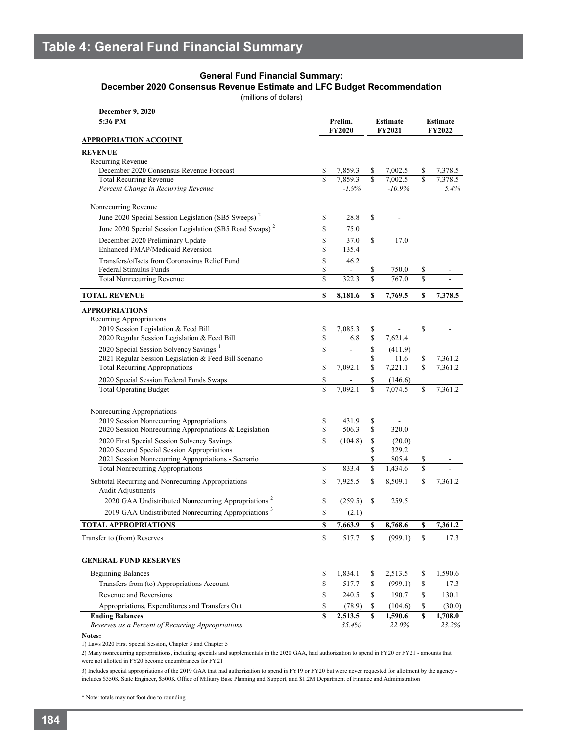# Table 4: General Fund Financial Summary

**General Fund Financial Summary:**
**December 2020 Consensus Revenue Estimate and LFC Budget Recommendation**
(millions of dollars)

| December 9, 2020 5:36 PM | Prelim. FY2020 | Estimate FY2021 | Estimate FY2022 |
|---|---|---|---|
| **APPROPRIATION ACCOUNT** | | | |
| **REVENUE** | | | |
| Recurring Revenue | | | |
| December 2020 Consensus Revenue Forecast | $ 7,859.3 | $ 7,002.5 | $ 7,378.5 |
| Total Recurring Revenue | $ 7,859.3 | $ 7,002.5 | $ 7,378.5 |
| *Percent Change in Recurring Revenue* | *-1.9%* | *-10.9%* | *5.4%* |
| Nonrecurring Revenue | | | |
| June 2020 Special Session Legislation (SB5 Sweeps) [2] | $ 28.8 | $ - | |
| June 2020 Special Session Legislation (SB5 Road Swaps) [2] | $ 75.0 | | |
| December 2020 Preliminary Update | $ 37.0 | $ 17.0 | |
| Enhanced FMAP/Medicaid Reversion | $ 135.4 | | |
| Transfers/offsets from Coronavirus Relief Fund | $ 46.2 | | |
| Federal Stimulus Funds | $ - | $ 750.0 | $ - |
| Total Nonrecurring Revenue | $ 322.3 | $ 767.0 | $ - |
| **TOTAL REVENUE** | **$ 8,181.6** | **$ 7,769.5** | **$ 7,378.5** |
| **APPROPRIATIONS** | | | |
| Recurring Appropriations | | | |
| 2019 Session Legislation & Feed Bill | $ 7,085.3 | $ - | $ - |
| 2020 Regular Session Legislation & Feed Bill | $ 6.8 | $ 7,621.4 | |
| 2020 Special Session Solvency Savings [1] | $ - | $ (411.9) | |
| 2021 Regular Session Legislation & Feed Bill Scenario | | $ 11.6 | $ 7,361.2 |
| Total Recurring Appropriations | $ 7,092.1 | $ 7,221.1 | $ 7,361.2 |
| 2020 Special Session Federal Funds Swaps | $ - | $ (146.6) | |
| Total Operating Budget | $ 7,092.1 | $ 7,074.5 | $ 7,361.2 |
| Nonrecurring Appropriations | | | |
| 2019 Session Nonrecurring Appropriations | $ 431.9 | $ - | |
| 2020 Session Nonrecurring Appropriations & Legislation | $ 506.3 | $ 320.0 | |
| 2020 First Special Session Solvency Savings [1] | $ (104.8) | $ (20.0) | |
| 2020 Second Special Session Appropriations | | $ 329.2 | |
| 2021 Session Nonrecurring Appropriations - Scenario | | $ 805.4 | $ - |
| Total Nonrecurring Appropriations | $ 833.4 | $ 1,434.6 | $ - |
| Subtotal Recurring and Nonrecurring Appropriations | $ 7,925.5 | $ 8,509.1 | $ 7,361.2 |
| Audit Adjustments | | | |
| 2020 GAA Undistributed Nonrecurring Appropriations [2] | $ (259.5) | $ 259.5 | |
| 2019 GAA Undistributed Nonrecurring Appropriations [3] | $ (2.1) | | |
| **TOTAL APPROPRIATIONS** | **$ 7,663.9** | **$ 8,768.6** | **$ 7,361.2** |
| Transfer to (from) Reserves | $ 517.7 | $ (999.1) | $ 17.3 |
| **GENERAL FUND RESERVES** | | | |
| Beginning Balances | $ 1,834.1 | $ 2,513.5 | $ 1,590.6 |
| Transfers from (to) Appropriations Account | $ 517.7 | $ (999.1) | $ 17.3 |
| Revenue and Reversions | $ 240.5 | $ 190.7 | $ 130.1 |
| Appropriations, Expenditures and Transfers Out | $ (78.9) | $ (104.6) | $ (30.0) |
| **Ending Balances** | **$ 2,513.5** | **$ 1,590.6** | **$ 1,708.0** |
| *Reserves as a Percent of Recurring Appropriations* | *35.4%* | *22.0%* | *23.2%* |

**Notes:**

1) Laws 2020 First Special Session, Chapter 3 and Chapter 5

2) Many nonrecurring appropriations, including specials and supplementals in the 2020 GAA, had authorization to spend in FY20 or FY21 - amounts that were not allotted in FY20 become encumbrances for FY21

3) Includes special appropriations of the 2019 GAA that had authorization to spend in FY19 or FY20 but were never requested for allotment by the agency - includes $350K State Engineer, $500K Office of Military Base Planning and Support, and $1.2M Department of Finance and Administration

* Note: totals may not foot due to rounding